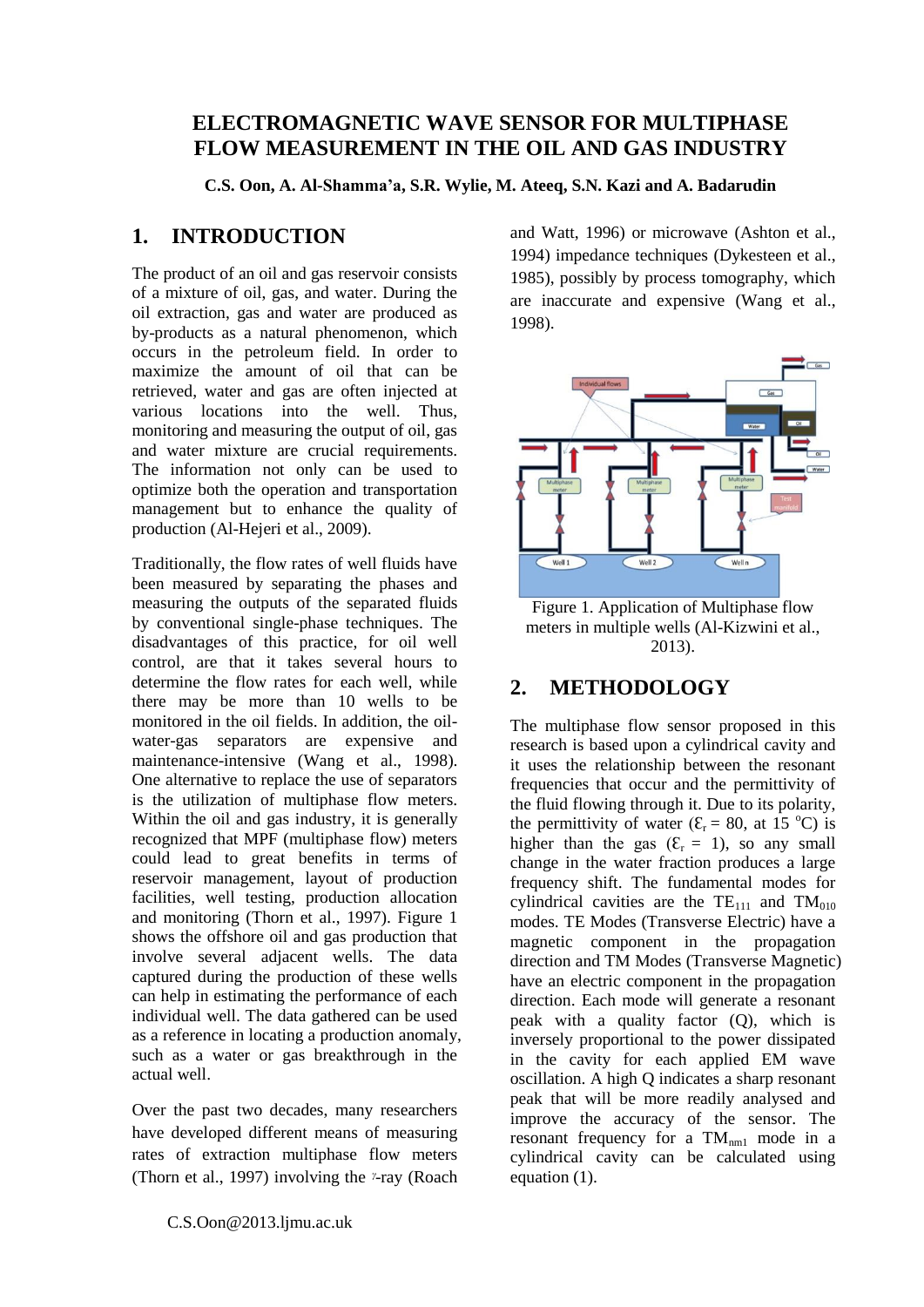# ELECTROMAGNETIC WAVE SENSOR FOR MULTIPHASE FLOW MEASUREMENT IN THE OIL AND GAS INDUSTRY

**C.S. Oon, A. Al-Shamma'a, S.R. Wylie, M. Ateeq, S.N. Kazi and A. Badarudin**

## 1. INTRODUCTION

The product of an oil and gas reservoir consists of a mixture of oil, gas, and water. During the oil extraction, gas and water are produced as by-products as a natural phenomenon, which occurs in the petroleum field. In order to maximize the amount of oil that can be retrieved, water and gas are often injected at various locations into the well. Thus, monitoring and measuring the output of oil, gas and water mixture are crucial requirements. The information not only can be used to optimize both the operation and transportation management but to enhance the quality of production (Al-Hejeri et al., 2009).

Traditionally, the flow rates of well fluids have been measured by separating the phases and measuring the outputs of the separated fluids by conventional single-phase techniques. The disadvantages of this practice, for oil well control, are that it takes several hours to determine the flow rates for each well, while there may be more than 10 wells to be monitored in the oil fields. In addition, the oil-water-gas separators are expensive and maintenance-intensive (Wang et al., 1998). One alternative to replace the use of separators is the utilization of multiphase flow meters. Within the oil and gas industry, it is generally recognized that MPF (multiphase flow) meters could lead to great benefits in terms of reservoir management, layout of production facilities, well testing, production allocation and monitoring (Thorn et al., 1997). Figure 1 shows the offshore oil and gas production that involve several adjacent wells. The data captured during the production of these wells can help in estimating the performance of each individual well. The data gathered can be used as a reference in locating a production anomaly, such as a water or gas breakthrough in the actual well.

Over the past two decades, many researchers have developed different means of measuring rates of extraction multiphase flow meters (Thorn et al., 1997) involving the $\gamma$-ray (Roach and Watt, 1996) or microwave (Ashton et al., 1994) impedance techniques (Dykesteen et al., 1985), possibly by process tomography, which are inaccurate and expensive (Wang et al., 1998).

Figure 1. Application of Multiphase flow meters in multiple wells (Al-Kizwini et al., 2013).

## 2. METHODOLOGY

The multiphase flow sensor proposed in this research is based upon a cylindrical cavity and it uses the relationship between the resonant frequencies that occur and the permittivity of the fluid flowing through it. Due to its polarity, the permittivity of water ($\varepsilon_r = 80$, at 15 $^oC$) is higher than the gas ($\varepsilon_r = 1$), so any small change in the water fraction produces a large frequency shift. The fundamental modes for cylindrical cavities are the $TE_{111}$ and $TM_{010}$ modes. TE Modes (Transverse Electric) have a magnetic component in the propagation direction and TM Modes (Transverse Magnetic) have an electric component in the propagation direction. Each mode will generate a resonant peak with a quality factor (Q), which is inversely proportional to the power dissipated in the cavity for each applied EM wave oscillation. A high Q indicates a sharp resonant peak that will be more readily analysed and improve the accuracy of the sensor. The resonant frequency for a $TM_{nm1}$ mode in a cylindrical cavity can be calculated using equation (1).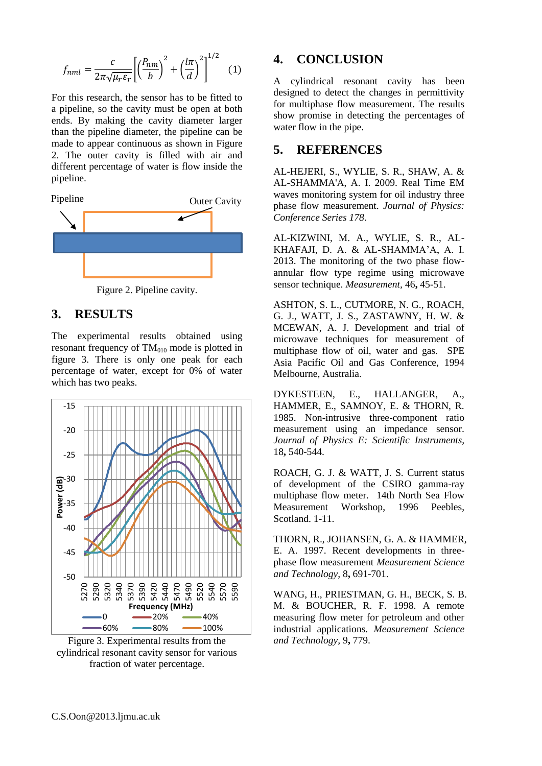$$f_{nml} = \frac{c}{2\pi\sqrt{\mu_r \varepsilon_r}} \left[ \left( \frac{P_{nm}}{b} \right)^2 + \left( \frac{l\pi}{d} \right)^2 \right]^{1/2} \quad (1)$$

For this research, the sensor has to be fitted to a pipeline, so the cavity must be open at both ends. By making the cavity diameter larger than the pipeline diameter, the pipeline can be made to appear continuous as shown in Figure 2. The outer cavity is filled with air and different percentage of water is flow inside the pipeline.

Pipeline

Outer Cavity

Figure 2. Pipeline cavity.

## 3. RESULTS

The experimental results obtained using resonant frequency of $TM_{010}$ mode is plotted in figure 3. There is only one peak for each percentage of water, except for 0% of water which has two peaks.

-15
-20
-25
-30
-35
-40
-45
-50

Power (dB)

5270
5290
5320
5340
5370
5390
5420
5440
5470
5490
5520
5540
5570
5590

Frequency (MHz)

0
20%
40%
60%
80%
100%

Figure 3. Experimental results from the cylindrical resonant cavity sensor for various fraction of water percentage.

## 4. CONCLUSION

A cylindrical resonant cavity has been designed to detect the changes in permittivity for multiphase flow measurement. The results show promise in detecting the percentages of water flow in the pipe.

## 5. REFERENCES

AL-HEJERI, S., WYLIE, S. R., SHAW, A. & AL-SHAMMA'A, A. I. 2009. Real Time EM waves monitoring system for oil industry three phase flow measurement. *Journal of Physics: Conference Series 178*.

AL-KIZWINI, M. A., WYLIE, S. R., AL-KHAFAJI, D. A. & AL-SHAMMA'A, A. I. 2013. The monitoring of the two phase flow-annular flow type regime using microwave sensor technique. *Measurement,* 46**,** 45-51.

ASHTON, S. L., CUTMORE, N. G., ROACH, G. J., WATT, J. S., ZASTAWNY, H. W. & MCEWAN, A. J. Development and trial of microwave techniques for measurement of multiphase flow of oil, water and gas. SPE Asia Pacific Oil and Gas Conference, 1994 Melbourne, Australia.

DYKESTEEN, E., HALLANGER, A., HAMMER, E., SAMNOY, E. & THORN, R. 1985. Non-intrusive three-component ratio measurement using an impedance sensor. *Journal of Physics E: Scientific Instruments,* 18**,** 540-544.

ROACH, G. J. & WATT, J. S. Current status of development of the CSIRO gamma-ray multiphase flow meter. 14th North Sea Flow Measurement Workshop, 1996 Peebles, Scotland. 1-11.

THORN, R., JOHANSEN, G. A. & HAMMER, E. A. 1997. Recent developments in three-phase flow measurement *Measurement Science and Technology,* 8**,** 691-701.

WANG, H., PRIESTMAN, G. H., BECK, S. B. M. & BOUCHER, R. F. 1998. A remote measuring flow meter for petroleum and other industrial applications. *Measurement Science and Technology,* 9**,** 779.

C.S.Oon@2013.ljmu.ac.uk